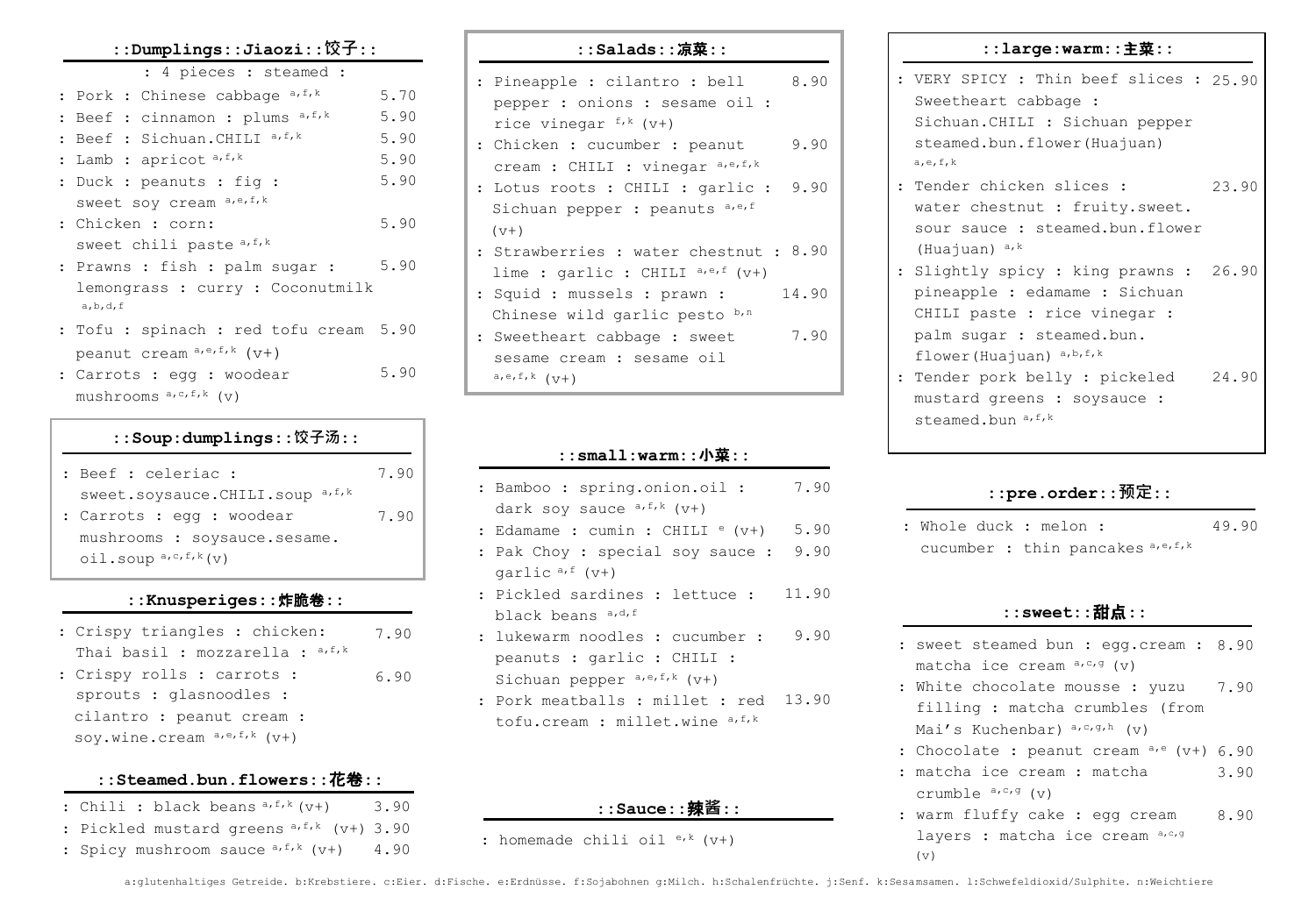## ::Dumplings::Jiaozi::饺子::

: 4 pieces : steamed :

| Item | Price |
|---|---|
| : Pork : Chinese cabbage [a,f,k] | 5.70 |
| : Beef : cinnamon : plums [a,f,k] | 5.90 |
| : Beef : Sichuan.CHILI [a,f,k] | 5.90 |
| : Lamb : apricot [a,f,k] | 5.90 |
| : Duck : peanuts : fig : sweet soy cream [a,e,f,k] | 5.90 |
| : Chicken : corn: sweet chili paste [a,f,k] | 5.90 |
| : Prawns : fish : palm sugar : lemongrass : curry : Coconutmilk [a,b,d,f] | 5.90 |
| : Tofu : spinach : red tofu cream peanut cream [a,e,f,k] (v+) | 5.90 |
| : Carrots : egg : woodear mushrooms [a,c,f,k] (v) | 5.90 |

## ::Soup:dumplings::饺子汤::

| Item | Price |
|---|---|
| : Beef : celeriac : sweet.soysauce.CHILI.soup [a,f,k] | 7.90 |
| : Carrots : egg : woodear mushrooms : soysauce.sesame.oil.soup [a,c,f,k](v) | 7.90 |

## ::Knusperiges::炸脆卷::

| Item | Price |
|---|---|
| : Crispy triangles : chicken: Thai basil : mozzarella : [a,f,k] | 7.90 |
| : Crispy rolls : carrots : sprouts : glasnoodles : cilantro : peanut cream : soy.wine.cream [a,e,f,k] (v+) | 6.90 |

## ::Steamed.bun.flowers::花卷::

| Item | Price |
|---|---|
| : Chili : black beans [a,f,k] (v+) | 3.90 |
| : Pickled mustard greens [a,f,k] (v+) | 3.90 |
| : Spicy mushroom sauce [a,f,k] (v+) | 4.90 |

## ::Salads::凉菜::

| Item | Price |
|---|---|
| : Pineapple : cilantro : bell pepper : onions : sesame oil : rice vinegar [f,k] (v+) | 8.90 |
| : Chicken : cucumber : peanut cream : CHILI : vinegar [a,e,f,k] | 9.90 |
| : Lotus roots : CHILI : garlic : Sichuan pepper : peanuts [a,e,f] (v+) | 9.90 |
| : Strawberries : water chestnut : lime : garlic : CHILI [a,e,f] (v+) | 8.90 |
| : Squid : mussels : prawn : Chinese wild garlic pesto [b,n] | 14.90 |
| : Sweetheart cabbage : sweet sesame cream : sesame oil [a,e,f,k] (v+) | 7.90 |

## ::small:warm::小菜::

| Item | Price |
|---|---|
| : Bamboo : spring.onion.oil : dark soy sauce [a,f,k] (v+) | 7.90 |
| : Edamame : cumin : CHILI [e] (v+) | 5.90 |
| : Pak Choy : special soy sauce : garlic [a,f] (v+) | 9.90 |
| : Pickled sardines : lettuce : black beans [a,d,f] | 11.90 |
| : lukewarm noodles : cucumber : peanuts : garlic : CHILI : Sichuan pepper [a,e,f,k] (v+) | 9.90 |
| : Pork meatballs : millet : red tofu.cream : millet.wine [a,f,k] | 13.90 |

## ::Sauce::辣酱::

: homemade chili oil [e,k] (v+)

## ::large:warm::主菜::

| Item | Price |
|---|---|
| : VERY SPICY : Thin beef slices : Sweetheart cabbage : Sichuan.CHILI : Sichuan pepper steamed.bun.flower(Huajuan) [a,e,f,k] | 25.90 |
| : Tender chicken slices : water chestnut : fruity.sweet. sour sauce : steamed.bun.flower (Huajuan) [a,k] | 23.90 |
| : Slightly spicy : king prawns : pineapple : edamame : Sichuan CHILI paste : rice vinegar : palm sugar : steamed.bun. flower(Huajuan) [a,b,f,k] | 26.90 |
| : Tender pork belly : pickeled mustard greens : soysauce : steamed.bun [a,f,k] | 24.90 |

## ::pre.order::预定::

| Item | Price |
|---|---|
| : Whole duck : melon : cucumber : thin pancakes [a,e,f,k] | 49.90 |

## ::sweet::甜点::

| Item | Price |
|---|---|
| : sweet steamed bun : egg.cream : matcha ice cream [a,c,g] (v) | 8.90 |
| : White chocolate mousse : yuzu filling : matcha crumbles (from Mai's Kuchenbar) [a,c,g,h] (v) | 7.90 |
| : Chocolate : peanut cream [a,e] (v+) | 6.90 |
| : matcha ice cream : matcha crumble [a,c,g] (v) | 3.90 |
| : warm fluffy cake : egg cream layers : matcha ice cream [a,c,g] (v) | 8.90 |

a:glutenhaltiges Getreide. b:Krebstiere. c:Eier. d:Fische. e:Erdnüsse. f:Sojabohnen g:Milch. h:Schalenfrüchte. j:Senf. k:Sesamsamen. l:Schwefeldioxid/Sulphite. n:Weichtiere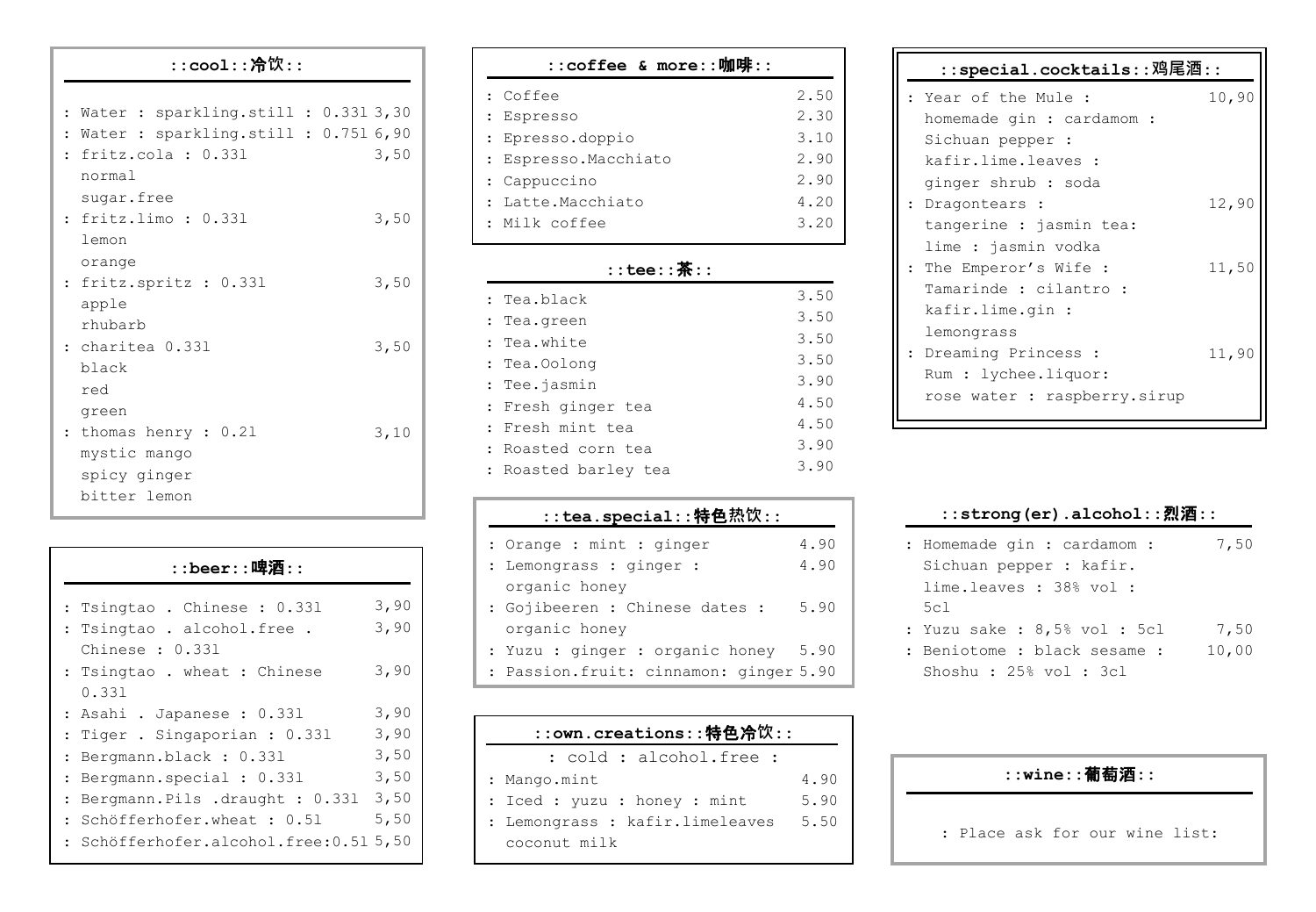## ::cool::冷饮::

: Water : sparkling.still : 0.33l 3,30
: Water : sparkling.still : 0.75l 6,90
: fritz.cola : 0.33l 3,50
normal
sugar.free
: fritz.limo : 0.33l 3,50
lemon
orange
: fritz.spritz : 0.33l 3,50
apple
rhubarb
: charitea 0.33l 3,50
black
red
green
: thomas henry : 0.2l 3,10
mystic mango
spicy ginger
bitter lemon

## ::beer::啤酒::

: Tsingtao . Chinese : 0.33l 3,90
: Tsingtao . alcohol.free . Chinese : 0.33l 3,90
: Tsingtao . wheat : Chinese 0.33l 3,90
: Asahi . Japanese : 0.33l 3,90
: Tiger . Singaporian : 0.33l 3,90
: Bergmann.black : 0.33l 3,50
: Bergmann.special : 0.33l 3,50
: Bergmann.Pils .draught : 0.33l 3,50
: Schöfferhofer.wheat : 0.5l 5,50
: Schöfferhofer.alcohol.free:0.5l 5,50

## ::coffee & more::咖啡::

: Coffee 2.50
: Espresso 2.30
: Epresso.doppio 3.10
: Espresso.Macchiato 2.90
: Cappuccino 2.90
: Latte.Macchiato 4.20
: Milk coffee 3.20

## ::tee::茶::

: Tea.black 3.50
: Tea.green 3.50
: Tea.white 3.50
: Tea.Oolong 3.50
: Tee.jasmin 3.90
: Fresh ginger tea 4.50
: Fresh mint tea 4.50
: Roasted corn tea 3.90
: Roasted barley tea 3.90

## ::tea.special::特色热饮::

: Orange : mint : ginger 4.90
: Lemongrass : ginger : organic honey 4.90
: Gojibeeren : Chinese dates : organic honey 5.90
: Yuzu : ginger : organic honey 5.90
: Passion.fruit: cinnamon: ginger 5.90

## ::own.creations::特色冷饮::

: cold : alcohol.free :

: Mango.mint 4.90
: Iced : yuzu : honey : mint 5.90
: Lemongrass : kafir.limeleaves coconut milk 5.50

## ::special.cocktails::鸡尾酒::

: Year of the Mule : homemade gin : cardamom : Sichuan pepper : kafir.lime.leaves : ginger shrub : soda 10,90
: Dragontears : tangerine : jasmin tea: lime : jasmin vodka 12,90
: The Emperor's Wife : Tamarinde : cilantro : kafir.lime.gin : lemongrass 11,50
: Dreaming Princess : Rum : lychee.liquor: rose water : raspberry.sirup 11,90

## ::strong(er).alcohol::烈酒::

: Homemade gin : cardamom : Sichuan pepper : kafir. lime.leaves : 38% vol : 5cl 7,50
: Yuzu sake : 8,5% vol : 5cl 7,50
: Beniotome : black sesame : Shoshu : 25% vol : 3cl 10,00

## ::wine::葡萄酒::

: Place ask for our wine list: